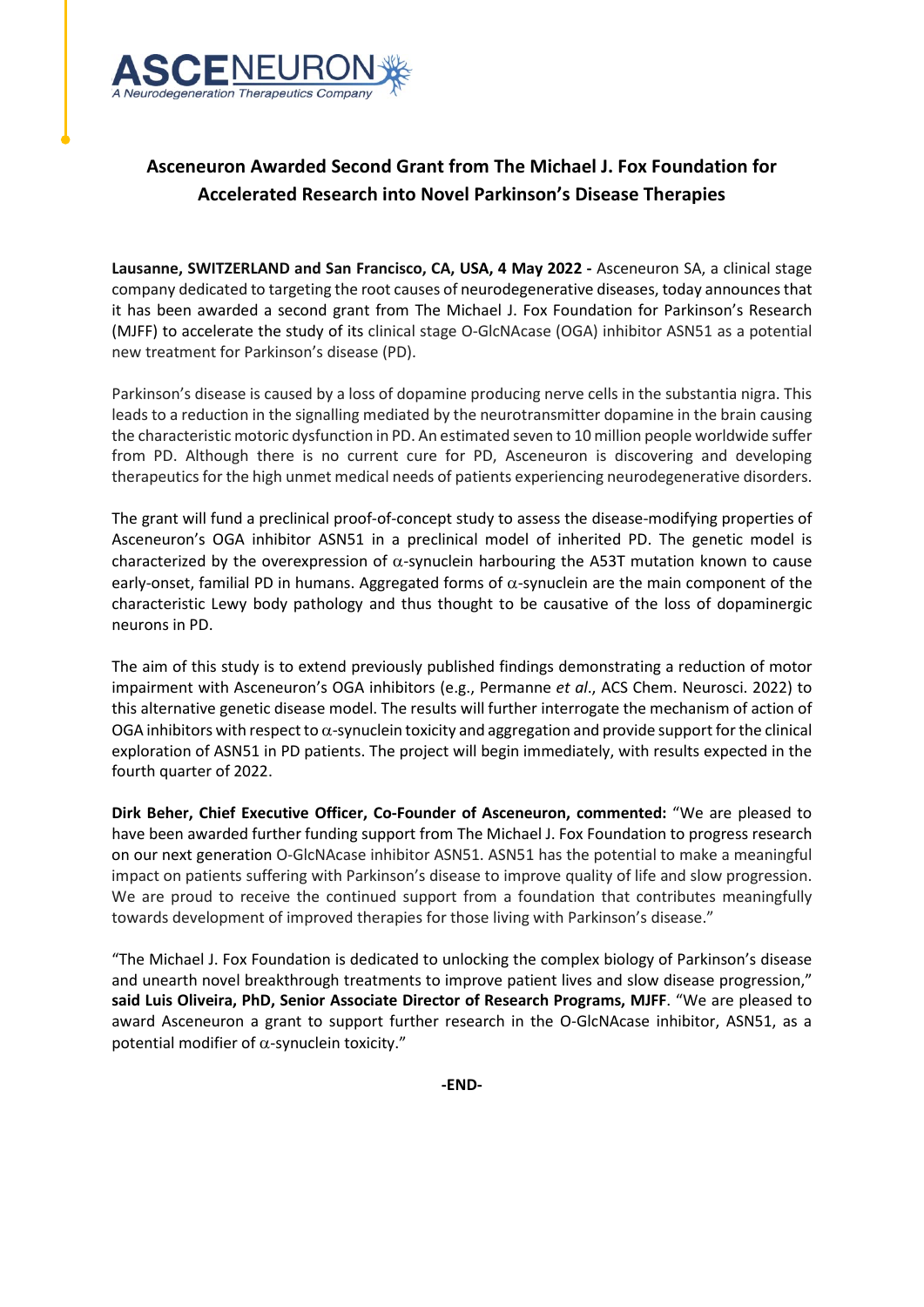ASCENEURON
A Neurodegeneration Therapeutics Company

## Asceneuron Awarded Second Grant from The Michael J. Fox Foundation for Accelerated Research into Novel Parkinson's Disease Therapies

**Lausanne, SWITZERLAND and San Francisco, CA, USA, 4 May 2022 -** Asceneuron SA, a clinical stage company dedicated to targeting the root causes of neurodegenerative diseases, today announces that it has been awarded a second grant from The Michael J. Fox Foundation for Parkinson's Research (MJFF) to accelerate the study of its clinical stage O-GlcNAcase (OGA) inhibitor ASN51 as a potential new treatment for Parkinson's disease (PD).

Parkinson's disease is caused by a loss of dopamine producing nerve cells in the substantia nigra. This leads to a reduction in the signalling mediated by the neurotransmitter dopamine in the brain causing the characteristic motoric dysfunction in PD. An estimated seven to 10 million people worldwide suffer from PD. Although there is no current cure for PD, Asceneuron is discovering and developing therapeutics for the high unmet medical needs of patients experiencing neurodegenerative disorders.

The grant will fund a preclinical proof-of-concept study to assess the disease-modifying properties of Asceneuron's OGA inhibitor ASN51 in a preclinical model of inherited PD. The genetic model is characterized by the overexpression of $\alpha$-synuclein harbouring the A53T mutation known to cause early-onset, familial PD in humans. Aggregated forms of $\alpha$-synuclein are the main component of the characteristic Lewy body pathology and thus thought to be causative of the loss of dopaminergic neurons in PD.

The aim of this study is to extend previously published findings demonstrating a reduction of motor impairment with Asceneuron's OGA inhibitors (e.g., Permanne *et al*., ACS Chem. Neurosci. 2022) to this alternative genetic disease model. The results will further interrogate the mechanism of action of OGA inhibitors with respect to $\alpha$-synuclein toxicity and aggregation and provide support for the clinical exploration of ASN51 in PD patients. The project will begin immediately, with results expected in the fourth quarter of 2022.

**Dirk Beher, Chief Executive Officer, Co-Founder of Asceneuron, commented:** "We are pleased to have been awarded further funding support from The Michael J. Fox Foundation to progress research on our next generation O-GlcNAcase inhibitor ASN51. ASN51 has the potential to make a meaningful impact on patients suffering with Parkinson's disease to improve quality of life and slow progression. We are proud to receive the continued support from a foundation that contributes meaningfully towards development of improved therapies for those living with Parkinson's disease."

"The Michael J. Fox Foundation is dedicated to unlocking the complex biology of Parkinson's disease and unearth novel breakthrough treatments to improve patient lives and slow disease progression," **said Luis Oliveira, PhD, Senior Associate Director of Research Programs, MJFF**. "We are pleased to award Asceneuron a grant to support further research in the O-GlcNAcase inhibitor, ASN51, as a potential modifier of $\alpha$-synuclein toxicity."

**-END-**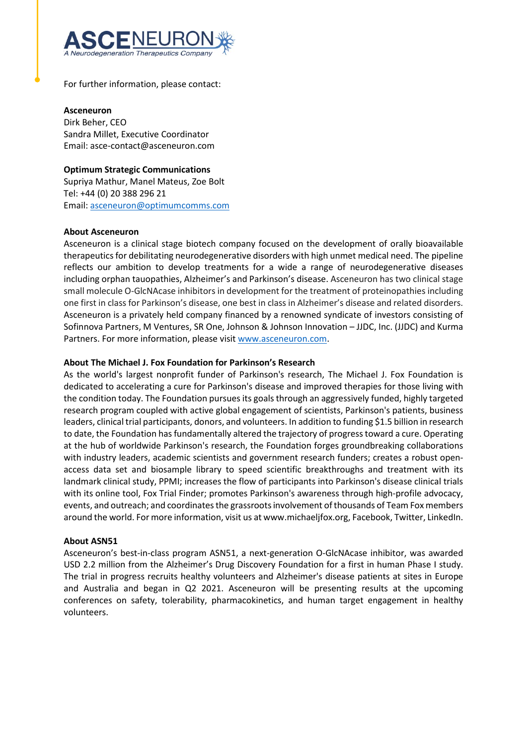For further information, please contact:

**Asceneuron**
Dirk Beher, CEO
Sandra Millet, Executive Coordinator
Email: asce-contact@asceneuron.com

**Optimum Strategic Communications**
Supriya Mathur, Manel Mateus, Zoe Bolt
Tel: +44 (0) 20 388 296 21
Email: asceneuron@optimumcomms.com

**About Asceneuron**

Asceneuron is a clinical stage biotech company focused on the development of orally bioavailable therapeutics for debilitating neurodegenerative disorders with high unmet medical need. The pipeline reflects our ambition to develop treatments for a wide a range of neurodegenerative diseases including orphan tauopathies, Alzheimer's and Parkinson's disease. Asceneuron has two clinical stage small molecule O-GlcNAcase inhibitors in development for the treatment of proteinopathies including one first in class for Parkinson's disease, one best in class in Alzheimer's disease and related disorders. Asceneuron is a privately held company financed by a renowned syndicate of investors consisting of Sofinnova Partners, M Ventures, SR One, Johnson & Johnson Innovation – JJDC, Inc. (JJDC) and Kurma Partners. For more information, please visit www.asceneuron.com.

**About The Michael J. Fox Foundation for Parkinson's Research**

As the world's largest nonprofit funder of Parkinson's research, The Michael J. Fox Foundation is dedicated to accelerating a cure for Parkinson's disease and improved therapies for those living with the condition today. The Foundation pursues its goals through an aggressively funded, highly targeted research program coupled with active global engagement of scientists, Parkinson's patients, business leaders, clinical trial participants, donors, and volunteers. In addition to funding $1.5 billion in research to date, the Foundation has fundamentally altered the trajectory of progress toward a cure. Operating at the hub of worldwide Parkinson's research, the Foundation forges groundbreaking collaborations with industry leaders, academic scientists and government research funders; creates a robust open-access data set and biosample library to speed scientific breakthroughs and treatment with its landmark clinical study, PPMI; increases the flow of participants into Parkinson's disease clinical trials with its online tool, Fox Trial Finder; promotes Parkinson's awareness through high-profile advocacy, events, and outreach; and coordinates the grassroots involvement of thousands of Team Fox members around the world. For more information, visit us at www.michaeljfox.org, Facebook, Twitter, LinkedIn.

**About ASN51**

Asceneuron's best-in-class program ASN51, a next-generation O-GlcNAcase inhibitor, was awarded USD 2.2 million from the Alzheimer's Drug Discovery Foundation for a first in human Phase I study. The trial in progress recruits healthy volunteers and Alzheimer's disease patients at sites in Europe and Australia and began in Q2 2021. Asceneuron will be presenting results at the upcoming conferences on safety, tolerability, pharmacokinetics, and human target engagement in healthy volunteers.